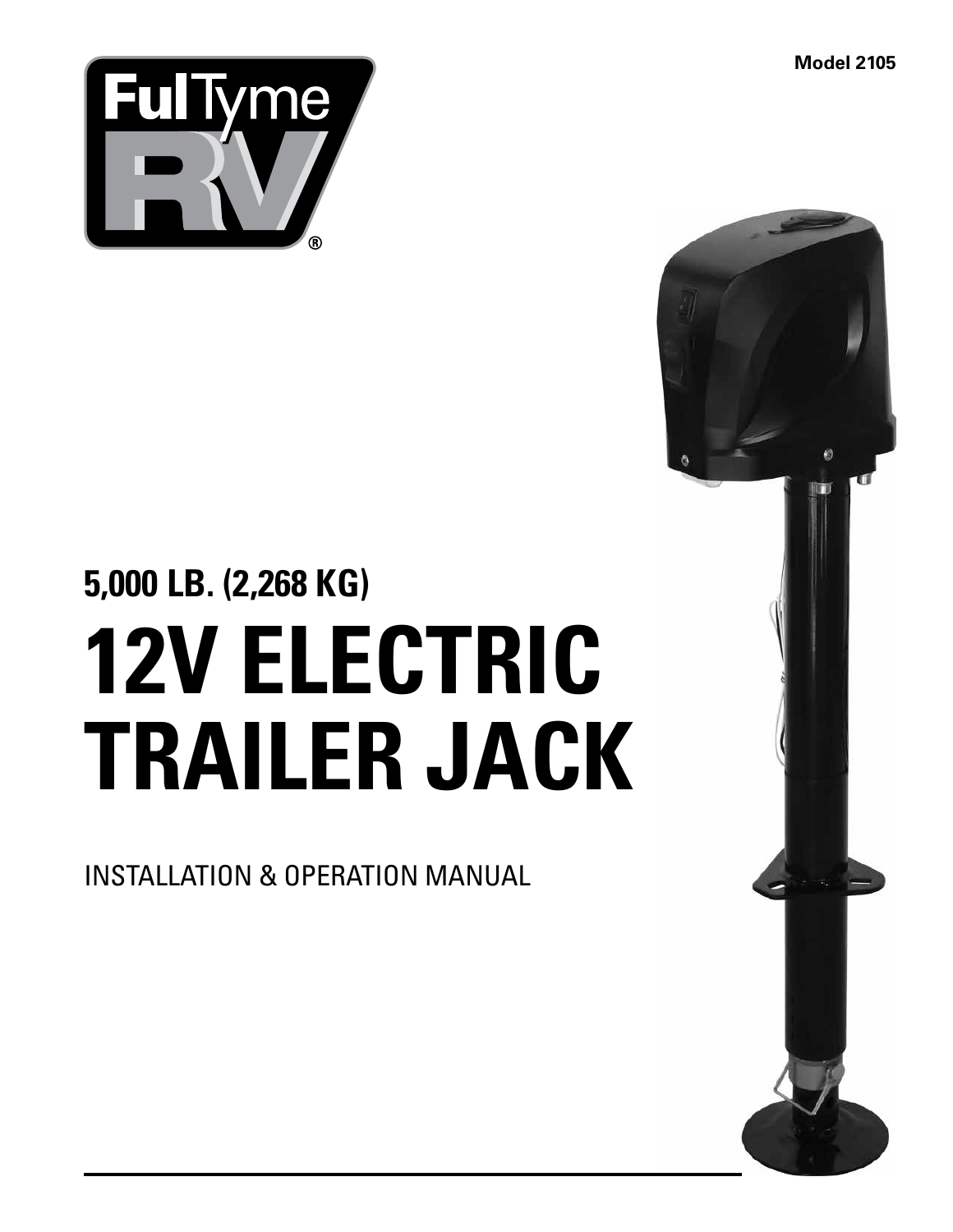Model 2105

FulTyme RV®

## 5,000 LB. (2,268 KG)

# 12V ELECTRIC TRAILER JACK

INSTALLATION & OPERATION MANUAL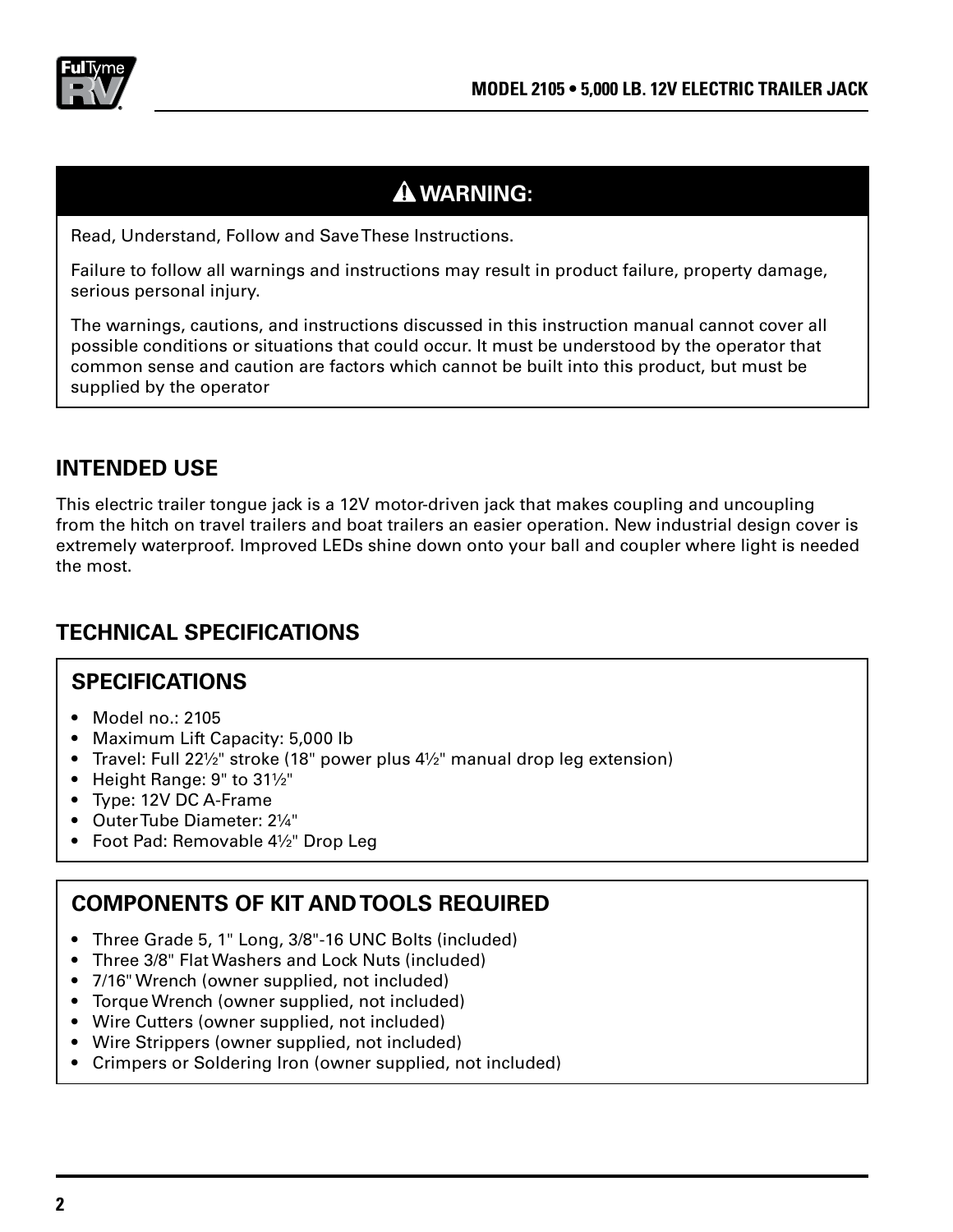## ⚠ WARNING:

Read, Understand, Follow and Save These Instructions.

Failure to follow all warnings and instructions may result in product failure, property damage, serious personal injury.

The warnings, cautions, and instructions discussed in this instruction manual cannot cover all possible conditions or situations that could occur. It must be understood by the operator that common sense and caution are factors which cannot be built into this product, but must be supplied by the operator

## INTENDED USE

This electric trailer tongue jack is a 12V motor-driven jack that makes coupling and uncoupling from the hitch on travel trailers and boat trailers an easier operation. New industrial design cover is extremely waterproof. Improved LEDs shine down onto your ball and coupler where light is needed the most.

## TECHNICAL SPECIFICATIONS

### SPECIFICATIONS

- Model no.: 2105
- Maximum Lift Capacity: 5,000 lb
- Travel: Full 22½" stroke (18" power plus 4½" manual drop leg extension)
- Height Range: 9" to 31½"
- Type: 12V DC A-Frame
- Outer Tube Diameter: 2¼"
- Foot Pad: Removable 4½" Drop Leg

### COMPONENTS OF KIT AND TOOLS REQUIRED

- Three Grade 5, 1" Long, 3/8"-16 UNC Bolts (included)
- Three 3/8" Flat Washers and Lock Nuts (included)
- 7/16" Wrench (owner supplied, not included)
- Torque Wrench (owner supplied, not included)
- Wire Cutters (owner supplied, not included)
- Wire Strippers (owner supplied, not included)
- Crimpers or Soldering Iron (owner supplied, not included)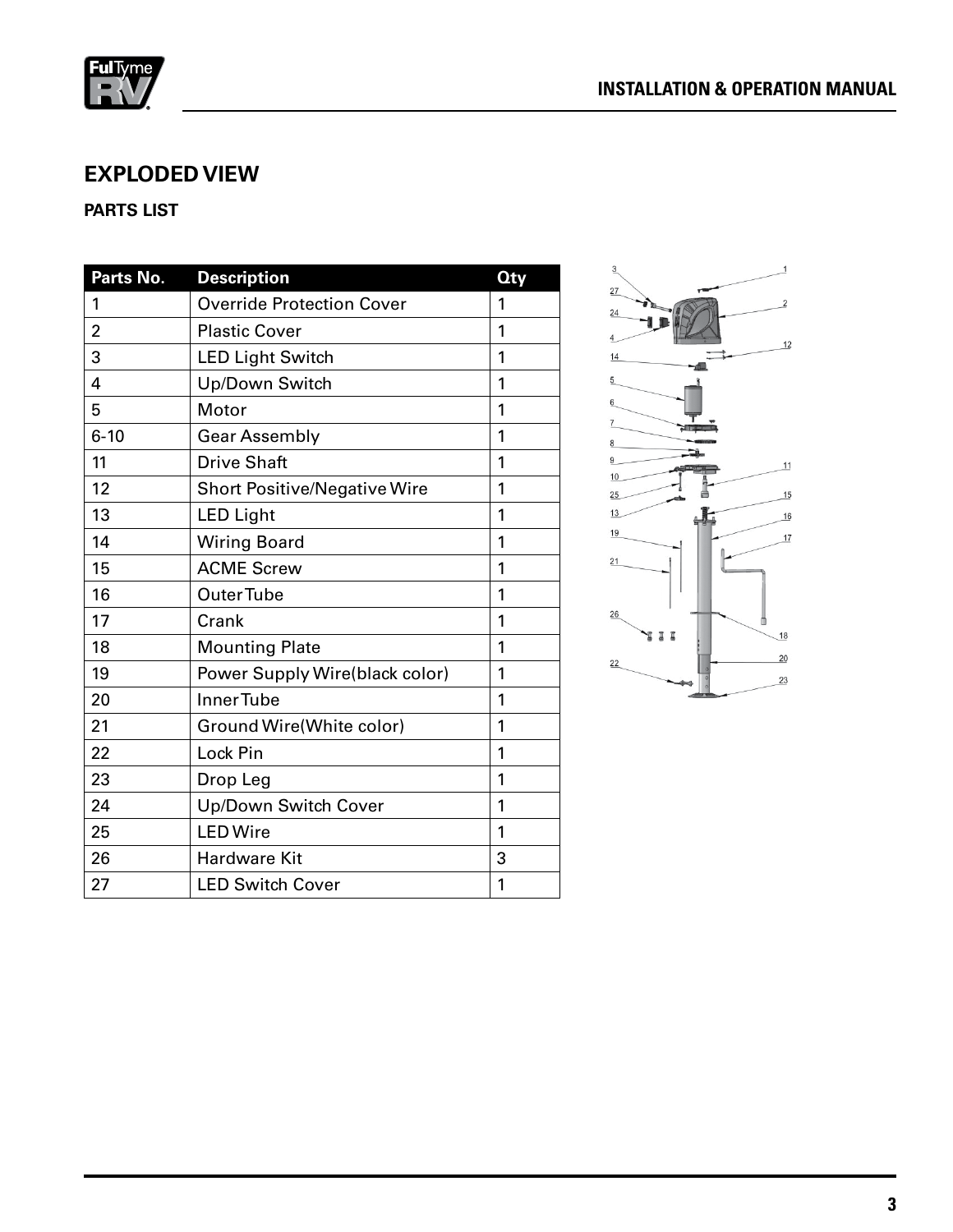## EXPLODED VIEW

### PARTS LIST

| Parts No. | Description | Qty |
|---|---|---|
| 1 | Override Protection Cover | 1 |
| 2 | Plastic Cover | 1 |
| 3 | LED Light Switch | 1 |
| 4 | Up/Down Switch | 1 |
| 5 | Motor | 1 |
| 6-10 | Gear Assembly | 1 |
| 11 | Drive Shaft | 1 |
| 12 | Short Positive/Negative Wire | 1 |
| 13 | LED Light | 1 |
| 14 | Wiring Board | 1 |
| 15 | ACME Screw | 1 |
| 16 | Outer Tube | 1 |
| 17 | Crank | 1 |
| 18 | Mounting Plate | 1 |
| 19 | Power Supply Wire(black color) | 1 |
| 20 | Inner Tube | 1 |
| 21 | Ground Wire(White color) | 1 |
| 22 | Lock Pin | 1 |
| 23 | Drop Leg | 1 |
| 24 | Up/Down Switch Cover | 1 |
| 25 | LED Wire | 1 |
| 26 | Hardware Kit | 3 |
| 27 | LED Switch Cover | 1 |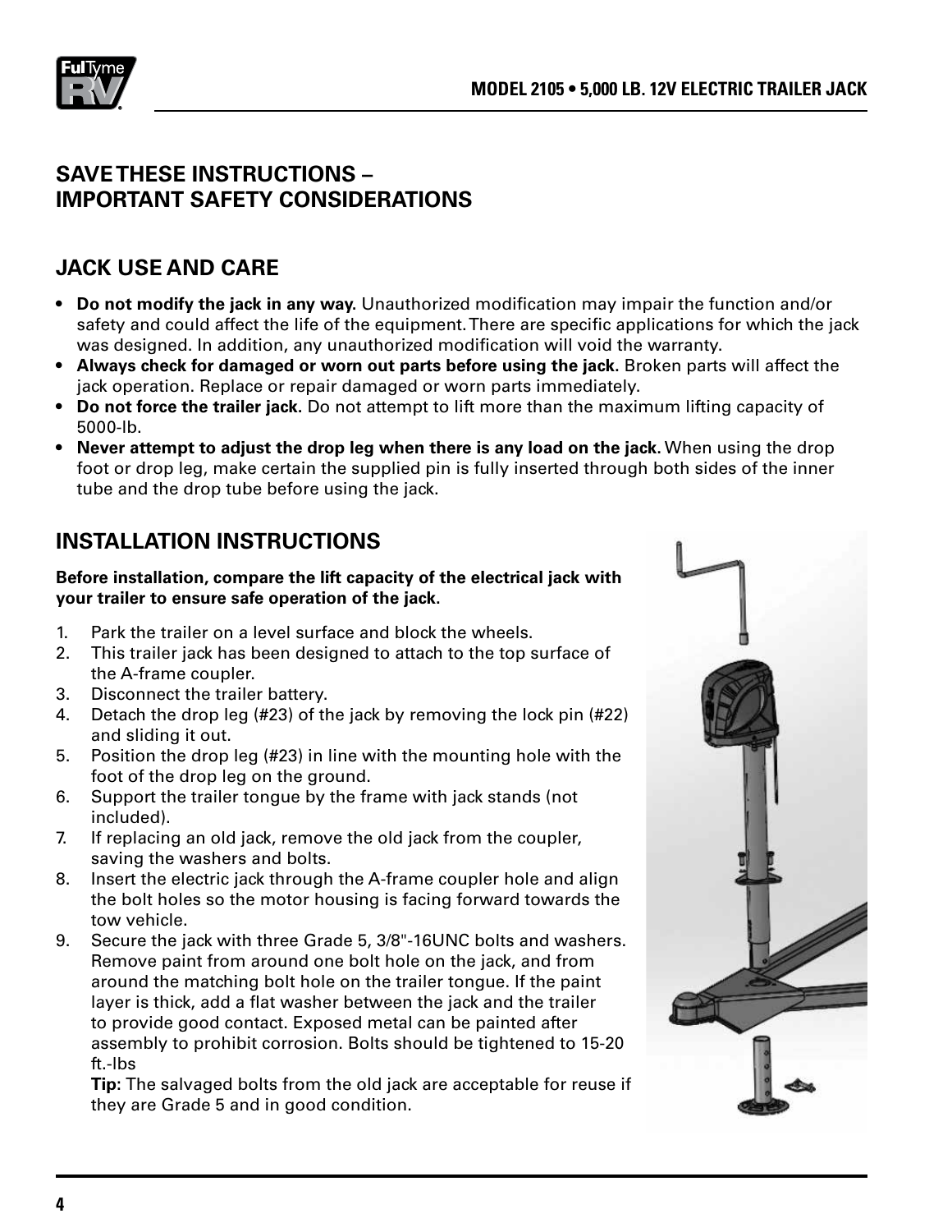## SAVE THESE INSTRUCTIONS – IMPORTANT SAFETY CONSIDERATIONS

## JACK USE AND CARE

- **Do not modify the jack in any way.** Unauthorized modification may impair the function and/or safety and could affect the life of the equipment. There are specific applications for which the jack was designed. In addition, any unauthorized modification will void the warranty.
- **Always check for damaged or worn out parts before using the jack.** Broken parts will affect the jack operation. Replace or repair damaged or worn parts immediately.
- **Do not force the trailer jack.** Do not attempt to lift more than the maximum lifting capacity of 5000-lb.
- **Never attempt to adjust the drop leg when there is any load on the jack.** When using the drop foot or drop leg, make certain the supplied pin is fully inserted through both sides of the inner tube and the drop tube before using the jack.

## INSTALLATION INSTRUCTIONS

**Before installation, compare the lift capacity of the electrical jack with your trailer to ensure safe operation of the jack.**

1. Park the trailer on a level surface and block the wheels.
2. This trailer jack has been designed to attach to the top surface of the A-frame coupler.
3. Disconnect the trailer battery.
4. Detach the drop leg (#23) of the jack by removing the lock pin (#22) and sliding it out.
5. Position the drop leg (#23) in line with the mounting hole with the foot of the drop leg on the ground.
6. Support the trailer tongue by the frame with jack stands (not included).
7. If replacing an old jack, remove the old jack from the coupler, saving the washers and bolts.
8. Insert the electric jack through the A-frame coupler hole and align the bolt holes so the motor housing is facing forward towards the tow vehicle.
9. Secure the jack with three Grade 5, 3/8"-16UNC bolts and washers. Remove paint from around one bolt hole on the jack, and from around the matching bolt hole on the trailer tongue. If the paint layer is thick, add a flat washer between the jack and the trailer to provide good contact. Exposed metal can be painted after assembly to prohibit corrosion. Bolts should be tightened to 15-20 ft.-lbs

   **Tip:** The salvaged bolts from the old jack are acceptable for reuse if they are Grade 5 and in good condition.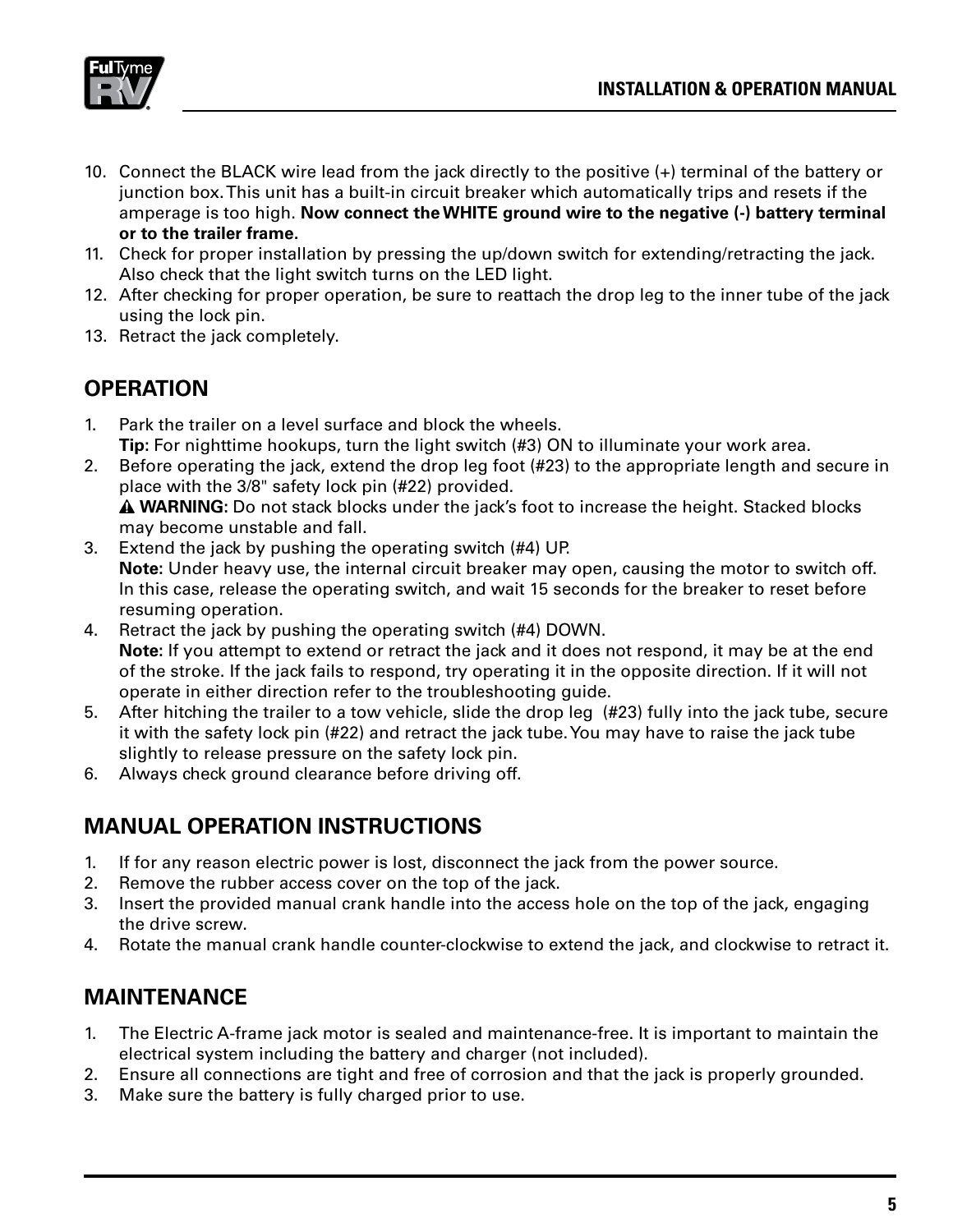10. Connect the BLACK wire lead from the jack directly to the positive (+) terminal of the battery or junction box. This unit has a built-in circuit breaker which automatically trips and resets if the amperage is too high. **Now connect the WHITE ground wire to the negative (-) battery terminal or to the trailer frame.**
11. Check for proper installation by pressing the up/down switch for extending/retracting the jack. Also check that the light switch turns on the LED light.
12. After checking for proper operation, be sure to reattach the drop leg to the inner tube of the jack using the lock pin.
13. Retract the jack completely.

## OPERATION

1. Park the trailer on a level surface and block the wheels.
   **Tip:** For nighttime hookups, turn the light switch (#3) ON to illuminate your work area.
2. Before operating the jack, extend the drop leg foot (#23) to the appropriate length and secure in place with the 3/8" safety lock pin (#22) provided.
   ⚠ **WARNING:** Do not stack blocks under the jack's foot to increase the height. Stacked blocks may become unstable and fall.
3. Extend the jack by pushing the operating switch (#4) UP.
   **Note:** Under heavy use, the internal circuit breaker may open, causing the motor to switch off. In this case, release the operating switch, and wait 15 seconds for the breaker to reset before resuming operation.
4. Retract the jack by pushing the operating switch (#4) DOWN.
   **Note:** If you attempt to extend or retract the jack and it does not respond, it may be at the end of the stroke. If the jack fails to respond, try operating it in the opposite direction. If it will not operate in either direction refer to the troubleshooting guide.
5. After hitching the trailer to a tow vehicle, slide the drop leg (#23) fully into the jack tube, secure it with the safety lock pin (#22) and retract the jack tube. You may have to raise the jack tube slightly to release pressure on the safety lock pin.
6. Always check ground clearance before driving off.

## MANUAL OPERATION INSTRUCTIONS

1. If for any reason electric power is lost, disconnect the jack from the power source.
2. Remove the rubber access cover on the top of the jack.
3. Insert the provided manual crank handle into the access hole on the top of the jack, engaging the drive screw.
4. Rotate the manual crank handle counter-clockwise to extend the jack, and clockwise to retract it.

## MAINTENANCE

1. The Electric A-frame jack motor is sealed and maintenance-free. It is important to maintain the electrical system including the battery and charger (not included).
2. Ensure all connections are tight and free of corrosion and that the jack is properly grounded.
3. Make sure the battery is fully charged prior to use.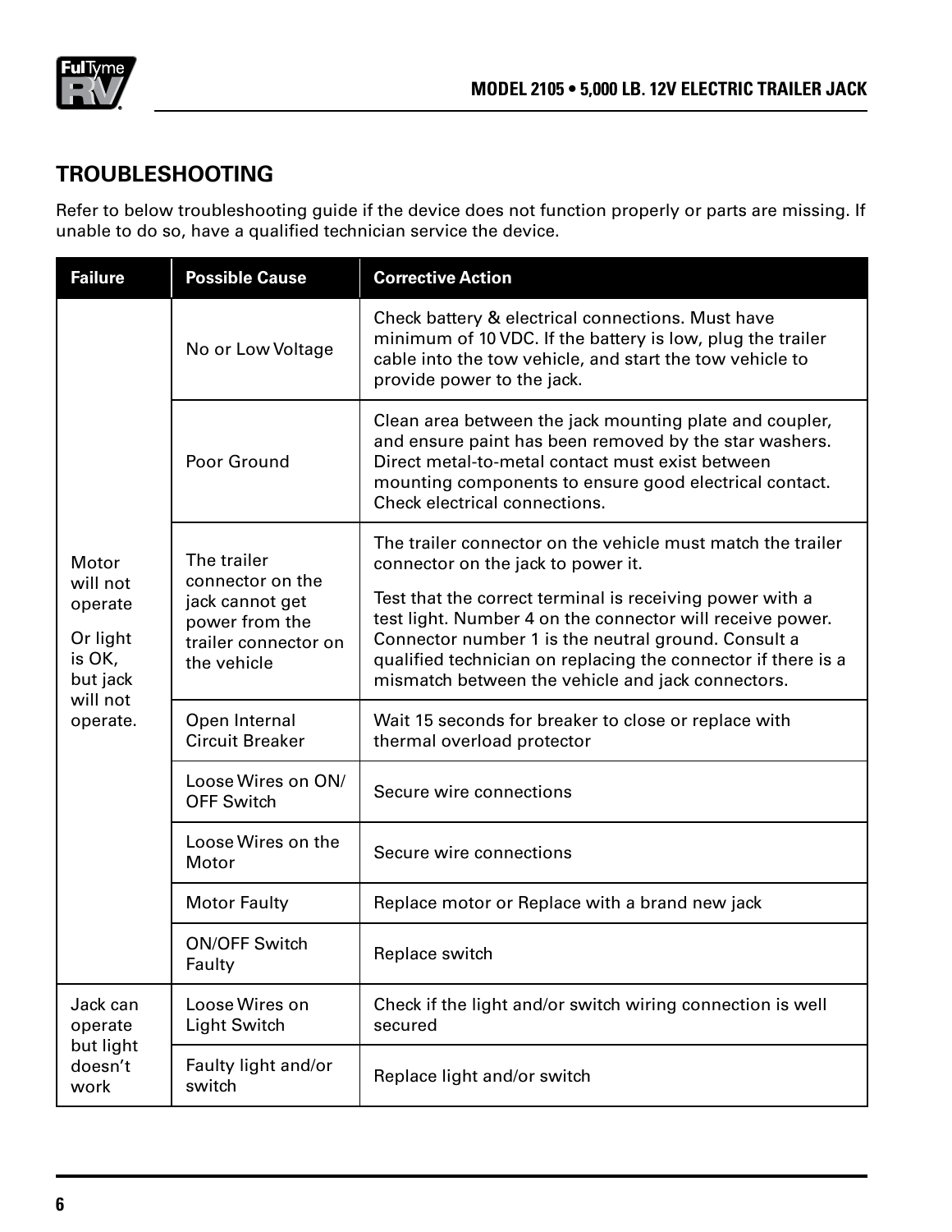## TROUBLESHOOTING

Refer to below troubleshooting guide if the device does not function properly or parts are missing. If unable to do so, have a qualified technician service the device.

| Failure | Possible Cause | Corrective Action |
|---|---|---|
| Motor will not operate<br><br>Or light is OK, but jack will not operate. | No or Low Voltage | Check battery & electrical connections. Must have minimum of 10 VDC. If the battery is low, plug the trailer cable into the tow vehicle, and start the tow vehicle to provide power to the jack. |
| | Poor Ground | Clean area between the jack mounting plate and coupler, and ensure paint has been removed by the star washers. Direct metal-to-metal contact must exist between mounting components to ensure good electrical contact. Check electrical connections. |
| | The trailer connector on the jack cannot get power from the trailer connector on the vehicle | The trailer connector on the vehicle must match the trailer connector on the jack to power it.<br><br>Test that the correct terminal is receiving power with a test light. Number 4 on the connector will receive power. Connector number 1 is the neutral ground. Consult a qualified technician on replacing the connector if there is a mismatch between the vehicle and jack connectors. |
| | Open Internal Circuit Breaker | Wait 15 seconds for breaker to close or replace with thermal overload protector |
| | Loose Wires on ON/OFF Switch | Secure wire connections |
| | Loose Wires on the Motor | Secure wire connections |
| | Motor Faulty | Replace motor or Replace with a brand new jack |
| | ON/OFF Switch Faulty | Replace switch |
| Jack can operate but light doesn't work | Loose Wires on Light Switch | Check if the light and/or switch wiring connection is well secured |
| | Faulty light and/or switch | Replace light and/or switch |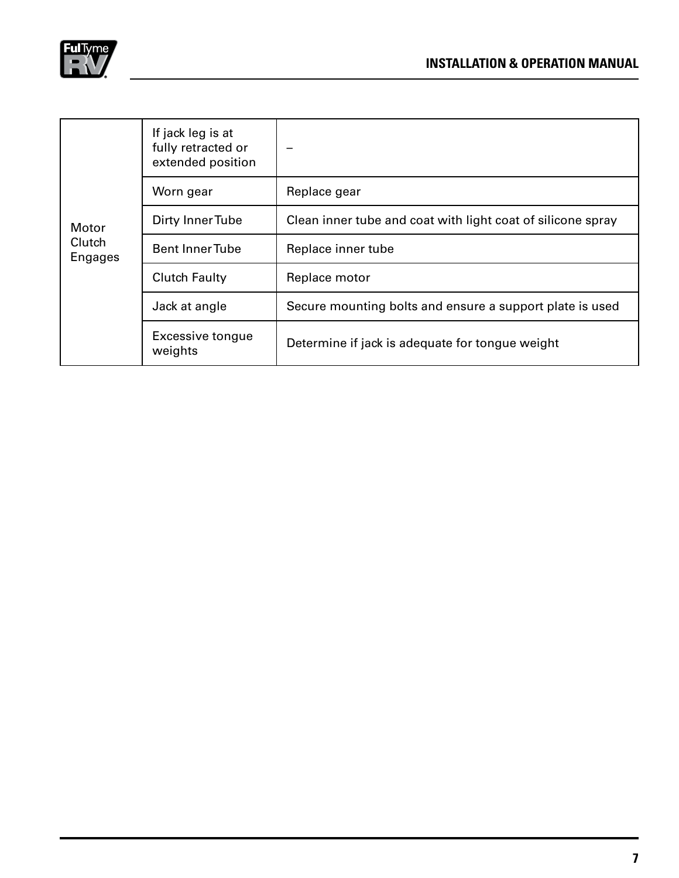| | | |
|---|---|---|
| Motor Clutch Engages | If jack leg is at fully retracted or extended position | – |
| | Worn gear | Replace gear |
| | Dirty Inner Tube | Clean inner tube and coat with light coat of silicone spray |
| | Bent Inner Tube | Replace inner tube |
| | Clutch Faulty | Replace motor |
| | Jack at angle | Secure mounting bolts and ensure a support plate is used |
| | Excessive tongue weights | Determine if jack is adequate for tongue weight |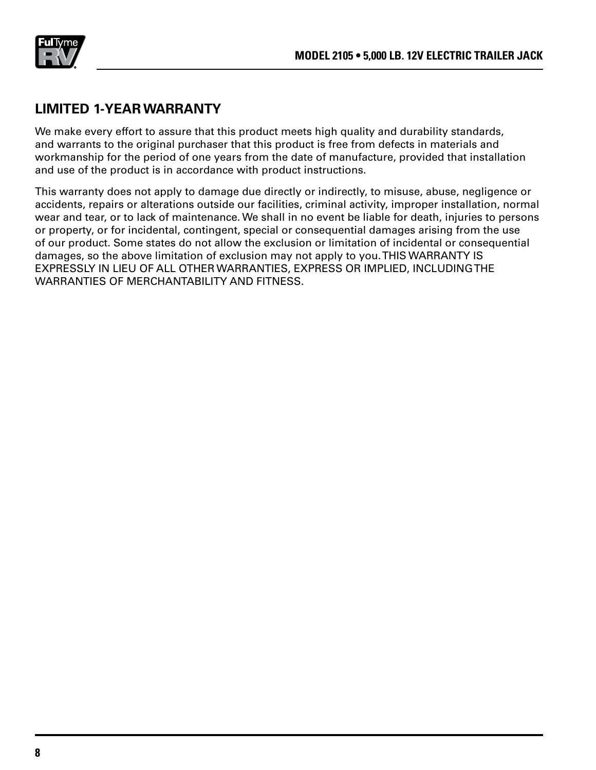## LIMITED 1-YEAR WARRANTY

We make every effort to assure that this product meets high quality and durability standards, and warrants to the original purchaser that this product is free from defects in materials and workmanship for the period of one years from the date of manufacture, provided that installation and use of the product is in accordance with product instructions.

This warranty does not apply to damage due directly or indirectly, to misuse, abuse, negligence or accidents, repairs or alterations outside our facilities, criminal activity, improper installation, normal wear and tear, or to lack of maintenance. We shall in no event be liable for death, injuries to persons or property, or for incidental, contingent, special or consequential damages arising from the use of our product. Some states do not allow the exclusion or limitation of incidental or consequential damages, so the above limitation of exclusion may not apply to you. THIS WARRANTY IS EXPRESSLY IN LIEU OF ALL OTHER WARRANTIES, EXPRESS OR IMPLIED, INCLUDING THE WARRANTIES OF MERCHANTABILITY AND FITNESS.